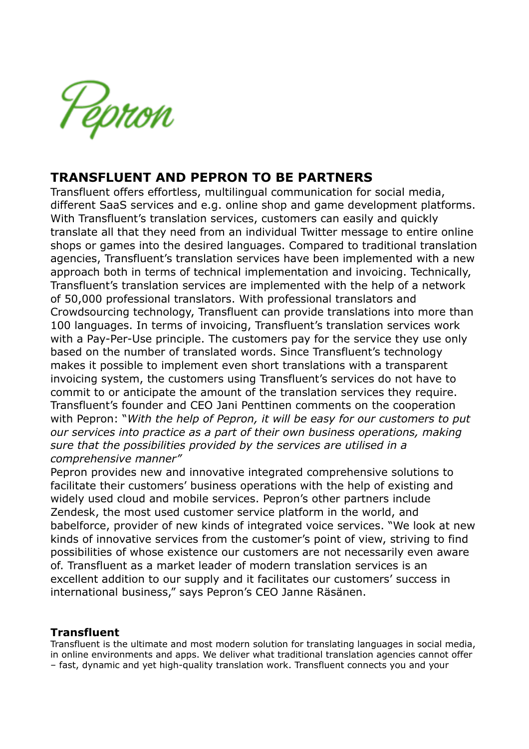Pepron

# TRANSFLUENT AND PEPRON TO BE PARTNERS

Transfluent offers effortless, multilingual communication for social media, different SaaS services and e.g. online shop and game development platforms. With Transfluent's translation services, customers can easily and quickly translate all that they need from an individual Twitter message to entire online shops or games into the desired languages. Compared to traditional translation agencies, Transfluent's translation services have been implemented with a new approach both in terms of technical implementation and invoicing. Technically, Transfluent's translation services are implemented with the help of a network of 50,000 professional translators. With professional translators and Crowdsourcing technology, Transfluent can provide translations into more than 100 languages. In terms of invoicing, Transfluent's translation services work with a Pay-Per-Use principle. The customers pay for the service they use only based on the number of translated words. Since Transfluent's technology makes it possible to implement even short translations with a transparent invoicing system, the customers using Transfluent's services do not have to commit to or anticipate the amount of the translation services they require. Transfluent's founder and CEO Jani Penttinen comments on the cooperation with Pepron: "*With the help of Pepron, it will be easy for our customers to put our services into practice as a part of their own business operations, making sure that the possibilities provided by the services are utilised in a comprehensive manner"*

Pepron provides new and innovative integrated comprehensive solutions to facilitate their customers' business operations with the help of existing and widely used cloud and mobile services. Pepron's other partners include Zendesk, the most used customer service platform in the world, and babelforce, provider of new kinds of integrated voice services. "We look at new kinds of innovative services from the customer's point of view, striving to find possibilities of whose existence our customers are not necessarily even aware of. Transfluent as a market leader of modern translation services is an excellent addition to our supply and it facilitates our customers' success in international business," says Pepron's CEO Janne Räsänen.

### Transfluent

Transfluent is the ultimate and most modern solution for translating languages in social media, in online environments and apps. We deliver what traditional translation agencies cannot offer – fast, dynamic and yet high-quality translation work. Transfluent connects you and your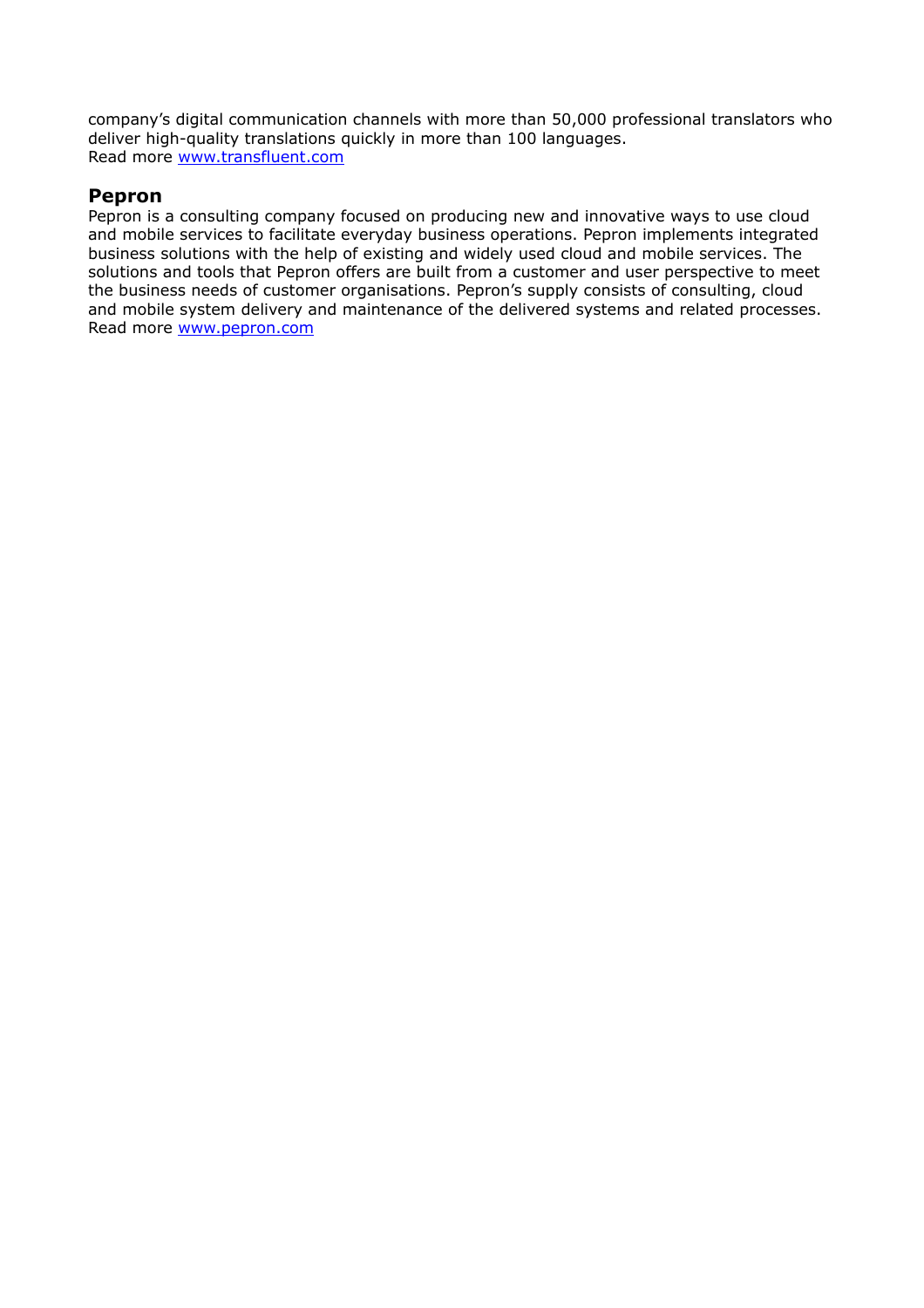company's digital communication channels with more than 50,000 professional translators who deliver high-quality translations quickly in more than 100 languages.
Read more [www.transfluent.com](http://www.transfluent.com)

## Pepron

Pepron is a consulting company focused on producing new and innovative ways to use cloud and mobile services to facilitate everyday business operations. Pepron implements integrated business solutions with the help of existing and widely used cloud and mobile services. The solutions and tools that Pepron offers are built from a customer and user perspective to meet the business needs of customer organisations. Pepron's supply consists of consulting, cloud and mobile system delivery and maintenance of the delivered systems and related processes.
Read more [www.pepron.com](http://www.pepron.com)